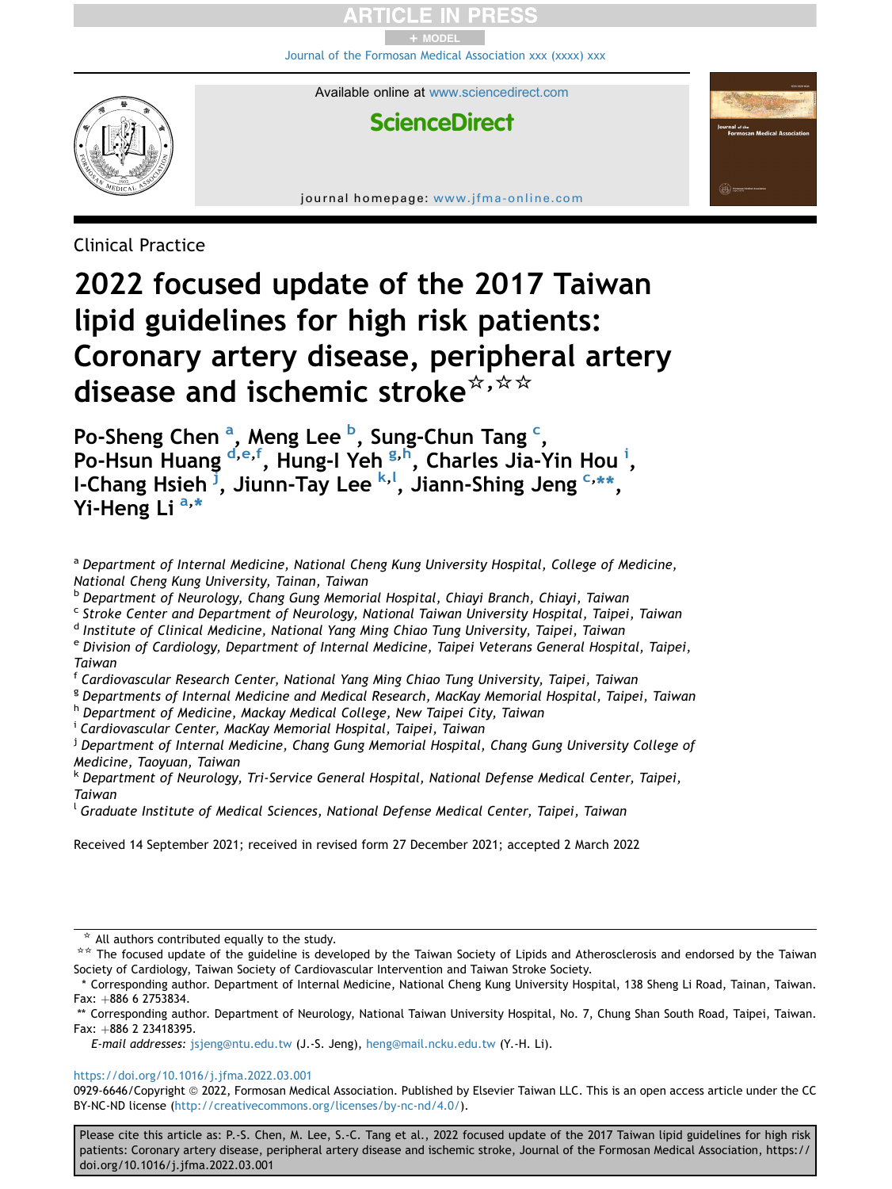Clinical Practice

# 2022 focused update of the 2017 Taiwan lipid guidelines for high risk patients: Coronary artery disease, peripheral artery disease and ischemic stroke[☆,☆☆]

**Po-Sheng Chen [a], Meng Lee [b], Sung-Chun Tang [c], Po-Hsun Huang [d,e,f], Hung-I Yeh [g,h], Charles Jia-Yin Hou [i], I-Chang Hsieh [j], Jiunn-Tay Lee [k,l], Jiann-Shing Jeng [c,**], Yi-Heng Li [a,*]**

[a] *Department of Internal Medicine, National Cheng Kung University Hospital, College of Medicine, National Cheng Kung University, Tainan, Taiwan*
[b] *Department of Neurology, Chang Gung Memorial Hospital, Chiayi Branch, Chiayi, Taiwan*
[c] *Stroke Center and Department of Neurology, National Taiwan University Hospital, Taipei, Taiwan*
[d] *Institute of Clinical Medicine, National Yang Ming Chiao Tung University, Taipei, Taiwan*
[e] *Division of Cardiology, Department of Internal Medicine, Taipei Veterans General Hospital, Taipei, Taiwan*
[f] *Cardiovascular Research Center, National Yang Ming Chiao Tung University, Taipei, Taiwan*
[g] *Departments of Internal Medicine and Medical Research, MacKay Memorial Hospital, Taipei, Taiwan*
[h] *Department of Medicine, Mackay Medical College, New Taipei City, Taiwan*
[i] *Cardiovascular Center, MacKay Memorial Hospital, Taipei, Taiwan*
[j] *Department of Internal Medicine, Chang Gung Memorial Hospital, Chang Gung University College of Medicine, Taoyuan, Taiwan*
[k] *Department of Neurology, Tri-Service General Hospital, National Defense Medical Center, Taipei, Taiwan*
[l] *Graduate Institute of Medical Sciences, National Defense Medical Center, Taipei, Taiwan*

Received 14 September 2021; received in revised form 27 December 2021; accepted 2 March 2022

---

☆ All authors contributed equally to the study.

☆☆ The focused update of the guideline is developed by the Taiwan Society of Lipids and Atherosclerosis and endorsed by the Taiwan Society of Cardiology, Taiwan Society of Cardiovascular Intervention and Taiwan Stroke Society.

\* Corresponding author. Department of Internal Medicine, National Cheng Kung University Hospital, 138 Sheng Li Road, Tainan, Taiwan. Fax: +886 6 2753834.

\*\* Corresponding author. Department of Neurology, National Taiwan University Hospital, No. 7, Chung Shan South Road, Taipei, Taiwan. Fax: +886 2 23418395.

*E-mail addresses:* jsjeng@ntu.edu.tw (J.-S. Jeng), heng@mail.ncku.edu.tw (Y.-H. Li).

https://doi.org/10.1016/j.jfma.2022.03.001

0929-6646/Copyright © 2022, Formosan Medical Association. Published by Elsevier Taiwan LLC. This is an open access article under the CC BY-NC-ND license (http://creativecommons.org/licenses/by-nc-nd/4.0/).

Please cite this article as: P.-S. Chen, M. Lee, S.-C. Tang et al., 2022 focused update of the 2017 Taiwan lipid guidelines for high risk patients: Coronary artery disease, peripheral artery disease and ischemic stroke, Journal of the Formosan Medical Association, https://doi.org/10.1016/j.jfma.2022.03.001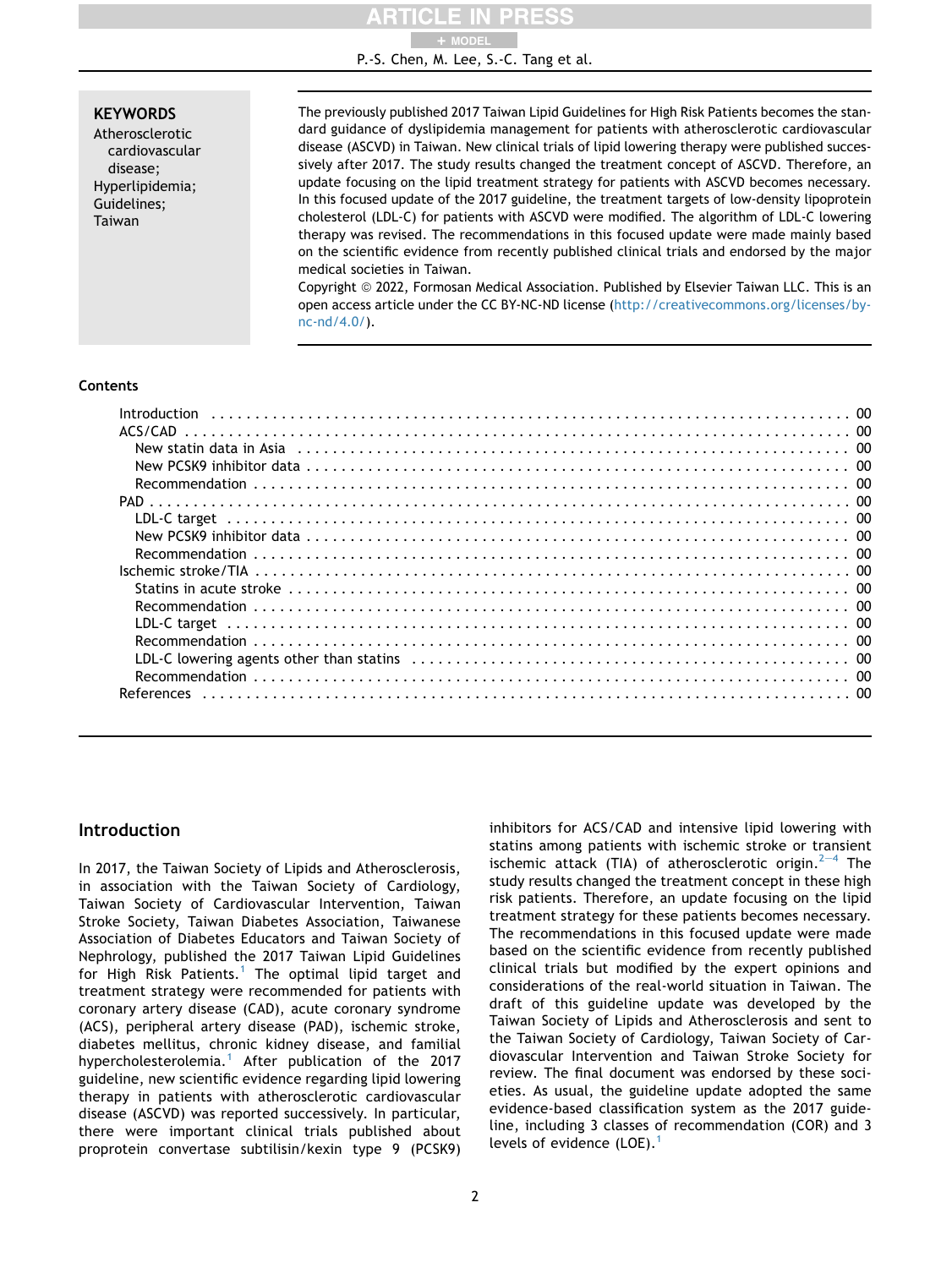**KEYWORDS**

Atherosclerotic cardiovascular disease;
Hyperlipidemia;
Guidelines;
Taiwan

The previously published 2017 Taiwan Lipid Guidelines for High Risk Patients becomes the standard guidance of dyslipidemia management for patients with atherosclerotic cardiovascular disease (ASCVD) in Taiwan. New clinical trials of lipid lowering therapy were published successively after 2017. The study results changed the treatment concept of ASCVD. Therefore, an update focusing on the lipid treatment strategy for patients with ASCVD becomes necessary. In this focused update of the 2017 guideline, the treatment targets of low-density lipoprotein cholesterol (LDL-C) for patients with ASCVD were modified. The algorithm of LDL-C lowering therapy was revised. The recommendations in this focused update were made mainly based on the scientific evidence from recently published clinical trials and endorsed by the major medical societies in Taiwan.

Copyright © 2022, Formosan Medical Association. Published by Elsevier Taiwan LLC. This is an open access article under the CC BY-NC-ND license (http://creativecommons.org/licenses/by-nc-nd/4.0/).

**Contents**

- Introduction . . . 00
- ACS/CAD . . . 00
  - New statin data in Asia . . . 00
  - New PCSK9 inhibitor data . . . 00
  - Recommendation . . . 00
- PAD . . . 00
  - LDL-C target . . . 00
  - New PCSK9 inhibitor data . . . 00
  - Recommendation . . . 00
- Ischemic stroke/TIA . . . 00
  - Statins in acute stroke . . . 00
  - Recommendation . . . 00
  - LDL-C target . . . 00
  - Recommendation . . . 00
  - LDL-C lowering agents other than statins . . . 00
  - Recommendation . . . 00
- References . . . 00

## Introduction

In 2017, the Taiwan Society of Lipids and Atherosclerosis, in association with the Taiwan Society of Cardiology, Taiwan Society of Cardiovascular Intervention, Taiwan Stroke Society, Taiwan Diabetes Association, Taiwanese Association of Diabetes Educators and Taiwan Society of Nephrology, published the 2017 Taiwan Lipid Guidelines for High Risk Patients.[1] The optimal lipid target and treatment strategy were recommended for patients with coronary artery disease (CAD), acute coronary syndrome (ACS), peripheral artery disease (PAD), ischemic stroke, diabetes mellitus, chronic kidney disease, and familial hypercholesterolemia.[1] After publication of the 2017 guideline, new scientific evidence regarding lipid lowering therapy in patients with atherosclerotic cardiovascular disease (ASCVD) was reported successively. In particular, there were important clinical trials published about proprotein convertase subtilisin/kexin type 9 (PCSK9) inhibitors for ACS/CAD and intensive lipid lowering with statins among patients with ischemic stroke or transient ischemic attack (TIA) of atherosclerotic origin.[2–4] The study results changed the treatment concept in these high risk patients. Therefore, an update focusing on the lipid treatment strategy for these patients becomes necessary. The recommendations in this focused update were made based on the scientific evidence from recently published clinical trials but modified by the expert opinions and considerations of the real-world situation in Taiwan. The draft of this guideline update was developed by the Taiwan Society of Lipids and Atherosclerosis and sent to the Taiwan Society of Cardiology, Taiwan Society of Cardiovascular Intervention and Taiwan Stroke Society for review. The final document was endorsed by these societies. As usual, the guideline update adopted the same evidence-based classification system as the 2017 guideline, including 3 classes of recommendation (COR) and 3 levels of evidence (LOE).[1]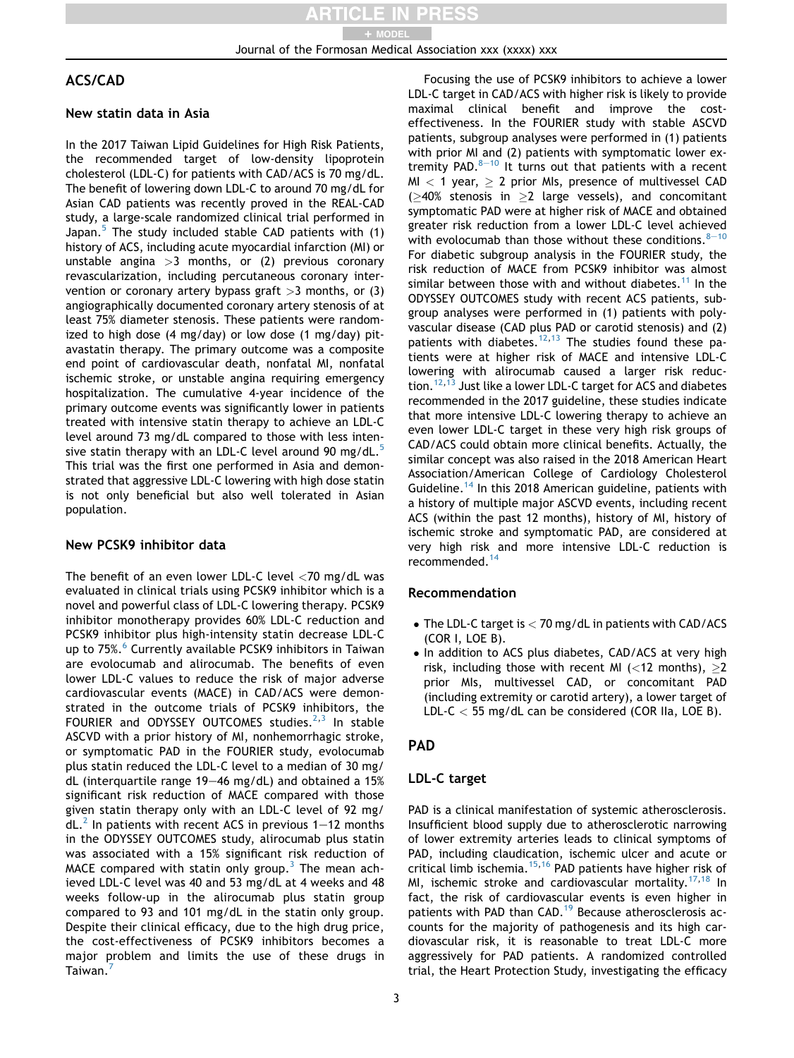## ACS/CAD

### New statin data in Asia

In the 2017 Taiwan Lipid Guidelines for High Risk Patients, the recommended target of low-density lipoprotein cholesterol (LDL-C) for patients with CAD/ACS is 70 mg/dL. The benefit of lowering down LDL-C to around 70 mg/dL for Asian CAD patients was recently proved in the REAL-CAD study, a large-scale randomized clinical trial performed in Japan.[5] The study included stable CAD patients with (1) history of ACS, including acute myocardial infarction (MI) or unstable angina >3 months, or (2) previous coronary revascularization, including percutaneous coronary intervention or coronary artery bypass graft >3 months, or (3) angiographically documented coronary artery stenosis of at least 75% diameter stenosis. These patients were randomized to high dose (4 mg/day) or low dose (1 mg/day) pitavastatin therapy. The primary outcome was a composite end point of cardiovascular death, nonfatal MI, nonfatal ischemic stroke, or unstable angina requiring emergency hospitalization. The cumulative 4-year incidence of the primary outcome events was significantly lower in patients treated with intensive statin therapy to achieve an LDL-C level around 73 mg/dL compared to those with less intensive statin therapy with an LDL-C level around 90 mg/dL.[5] This trial was the first one performed in Asia and demonstrated that aggressive LDL-C lowering with high dose statin is not only beneficial but also well tolerated in Asian population.

### New PCSK9 inhibitor data

The benefit of an even lower LDL-C level <70 mg/dL was evaluated in clinical trials using PCSK9 inhibitor which is a novel and powerful class of LDL-C lowering therapy. PCSK9 inhibitor monotherapy provides 60% LDL-C reduction and PCSK9 inhibitor plus high-intensity statin decrease LDL-C up to 75%.[6] Currently available PCSK9 inhibitors in Taiwan are evolocumab and alirocumab. The benefits of even lower LDL-C values to reduce the risk of major adverse cardiovascular events (MACE) in CAD/ACS were demonstrated in the outcome trials of PCSK9 inhibitors, the FOURIER and ODYSSEY OUTCOMES studies.[2,3] In stable ASCVD with a prior history of MI, nonhemorrhagic stroke, or symptomatic PAD in the FOURIER study, evolocumab plus statin reduced the LDL-C level to a median of 30 mg/dL (interquartile range 19–46 mg/dL) and obtained a 15% significant risk reduction of MACE compared with those given statin therapy only with an LDL-C level of 92 mg/dL.[2] In patients with recent ACS in previous 1–12 months in the ODYSSEY OUTCOMES study, alirocumab plus statin was associated with a 15% significant risk reduction of MACE compared with statin only group.[3] The mean achieved LDL-C level was 40 and 53 mg/dL at 4 weeks and 48 weeks follow-up in the alirocumab plus statin group compared to 93 and 101 mg/dL in the statin only group. Despite their clinical efficacy, due to the high drug price, the cost-effectiveness of PCSK9 inhibitors becomes a major problem and limits the use of these drugs in Taiwan.[7]

Focusing the use of PCSK9 inhibitors to achieve a lower LDL-C target in CAD/ACS with higher risk is likely to provide maximal clinical benefit and improve the cost-effectiveness. In the FOURIER study with stable ASCVD patients, subgroup analyses were performed in (1) patients with prior MI and (2) patients with symptomatic lower extremity PAD.[8–10] It turns out that patients with a recent MI < 1 year, ≥ 2 prior MIs, presence of multivessel CAD (≥40% stenosis in ≥2 large vessels), and concomitant symptomatic PAD were at higher risk of MACE and obtained greater risk reduction from a lower LDL-C level achieved with evolocumab than those without these conditions.[8–10] For diabetic subgroup analysis in the FOURIER study, the risk reduction of MACE from PCSK9 inhibitor was almost similar between those with and without diabetes.[11] In the ODYSSEY OUTCOMES study with recent ACS patients, subgroup analyses were performed in (1) patients with polyvascular disease (CAD plus PAD or carotid stenosis) and (2) patients with diabetes.[12,13] The studies found these patients were at higher risk of MACE and intensive LDL-C lowering with alirocumab caused a larger risk reduction.[12,13] Just like a lower LDL-C target for ACS and diabetes recommended in the 2017 guideline, these studies indicate that more intensive LDL-C lowering therapy to achieve an even lower LDL-C target in these very high risk groups of CAD/ACS could obtain more clinical benefits. Actually, the similar concept was also raised in the 2018 American Heart Association/American College of Cardiology Cholesterol Guideline.[14] In this 2018 American guideline, patients with a history of multiple major ASCVD events, including recent ACS (within the past 12 months), history of MI, history of ischemic stroke and symptomatic PAD, are considered at very high risk and more intensive LDL-C reduction is recommended.[14]

### Recommendation

- The LDL-C target is < 70 mg/dL in patients with CAD/ACS (COR I, LOE B).
- In addition to ACS plus diabetes, CAD/ACS at very high risk, including those with recent MI (<12 months), ≥2 prior MIs, multivessel CAD, or concomitant PAD (including extremity or carotid artery), a lower target of LDL-C < 55 mg/dL can be considered (COR IIa, LOE B).

## PAD

### LDL-C target

PAD is a clinical manifestation of systemic atherosclerosis. Insufficient blood supply due to atherosclerotic narrowing of lower extremity arteries leads to clinical symptoms of PAD, including claudication, ischemic ulcer and acute or critical limb ischemia.[15,16] PAD patients have higher risk of MI, ischemic stroke and cardiovascular mortality.[17,18] In fact, the risk of cardiovascular events is even higher in patients with PAD than CAD.[19] Because atherosclerosis accounts for the majority of pathogenesis and its high cardiovascular risk, it is reasonable to treat LDL-C more aggressively for PAD patients. A randomized controlled trial, the Heart Protection Study, investigating the efficacy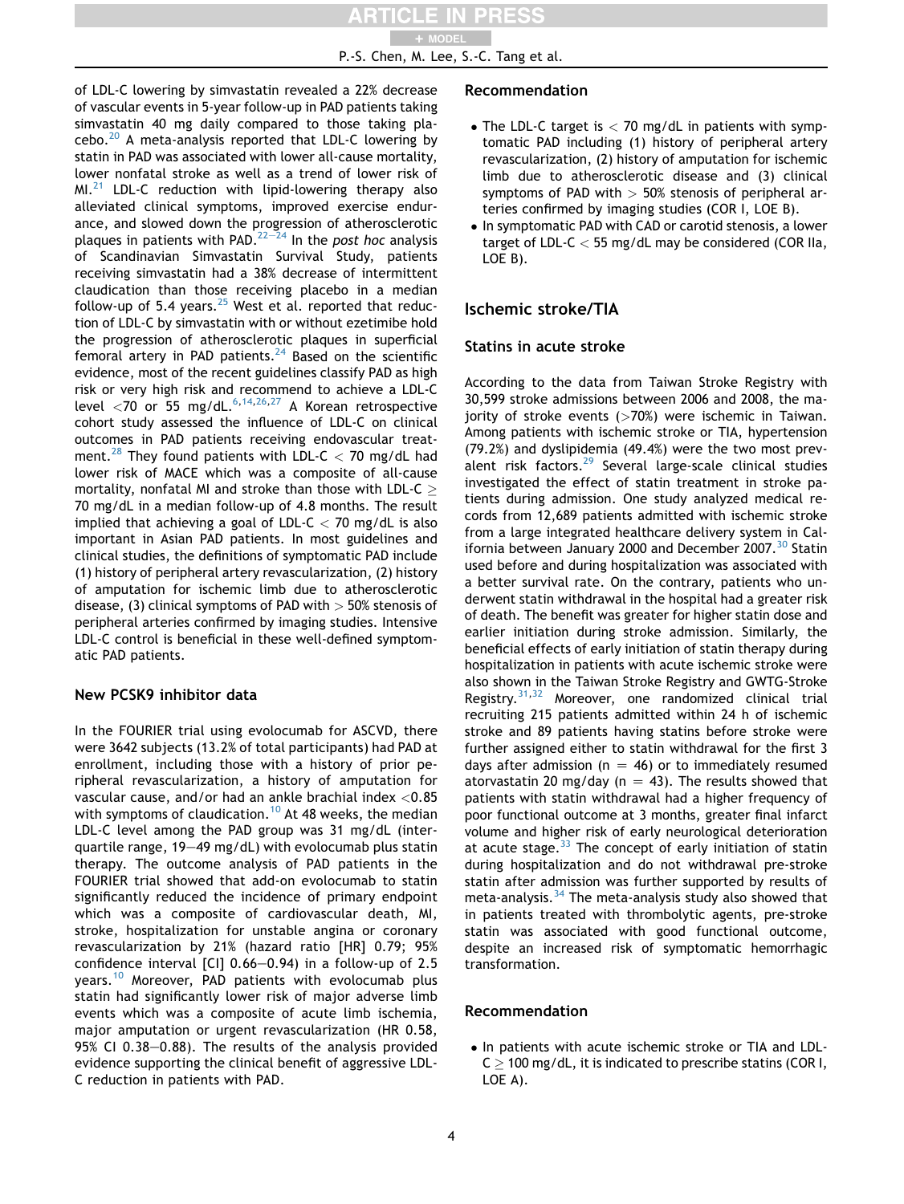of LDL-C lowering by simvastatin revealed a 22% decrease of vascular events in 5-year follow-up in PAD patients taking simvastatin 40 mg daily compared to those taking placebo.[20] A meta-analysis reported that LDL-C lowering by statin in PAD was associated with lower all-cause mortality, lower nonfatal stroke as well as a trend of lower risk of MI.[21] LDL-C reduction with lipid-lowering therapy also alleviated clinical symptoms, improved exercise endurance, and slowed down the progression of atherosclerotic plaques in patients with PAD.[22–24] In the *post hoc* analysis of Scandinavian Simvastatin Survival Study, patients receiving simvastatin had a 38% decrease of intermittent claudication than those receiving placebo in a median follow-up of 5.4 years.[25] West et al. reported that reduction of LDL-C by simvastatin with or without ezetimibe hold the progression of atherosclerotic plaques in superficial femoral artery in PAD patients.[24] Based on the scientific evidence, most of the recent guidelines classify PAD as high risk or very high risk and recommend to achieve a LDL-C level <70 or 55 mg/dL.[6,14,26,27] A Korean retrospective cohort study assessed the influence of LDL-C on clinical outcomes in PAD patients receiving endovascular treatment.[28] They found patients with LDL-C < 70 mg/dL had lower risk of MACE which was a composite of all-cause mortality, nonfatal MI and stroke than those with LDL-C ≥ 70 mg/dL in a median follow-up of 4.8 months. The result implied that achieving a goal of LDL-C < 70 mg/dL is also important in Asian PAD patients. In most guidelines and clinical studies, the definitions of symptomatic PAD include (1) history of peripheral artery revascularization, (2) history of amputation for ischemic limb due to atherosclerotic disease, (3) clinical symptoms of PAD with > 50% stenosis of peripheral arteries confirmed by imaging studies. Intensive LDL-C control is beneficial in these well-defined symptomatic PAD patients.

### New PCSK9 inhibitor data

In the FOURIER trial using evolocumab for ASCVD, there were 3642 subjects (13.2% of total participants) had PAD at enrollment, including those with a history of prior peripheral revascularization, a history of amputation for vascular cause, and/or had an ankle brachial index <0.85 with symptoms of claudication.[10] At 48 weeks, the median LDL-C level among the PAD group was 31 mg/dL (interquartile range, 19–49 mg/dL) with evolocumab plus statin therapy. The outcome analysis of PAD patients in the FOURIER trial showed that add-on evolocumab to statin significantly reduced the incidence of primary endpoint which was a composite of cardiovascular death, MI, stroke, hospitalization for unstable angina or coronary revascularization by 21% (hazard ratio [HR] 0.79; 95% confidence interval [CI] 0.66–0.94) in a follow-up of 2.5 years.[10] Moreover, PAD patients with evolocumab plus statin had significantly lower risk of major adverse limb events which was a composite of acute limb ischemia, major amputation or urgent revascularization (HR 0.58, 95% CI 0.38–0.88). The results of the analysis provided evidence supporting the clinical benefit of aggressive LDL-C reduction in patients with PAD.

### Recommendation

- The LDL-C target is < 70 mg/dL in patients with symptomatic PAD including (1) history of peripheral artery revascularization, (2) history of amputation for ischemic limb due to atherosclerotic disease and (3) clinical symptoms of PAD with > 50% stenosis of peripheral arteries confirmed by imaging studies (COR I, LOE B).
- In symptomatic PAD with CAD or carotid stenosis, a lower target of LDL-C < 55 mg/dL may be considered (COR IIa, LOE B).

## Ischemic stroke/TIA

### Statins in acute stroke

According to the data from Taiwan Stroke Registry with 30,599 stroke admissions between 2006 and 2008, the majority of stroke events (>70%) were ischemic in Taiwan. Among patients with ischemic stroke or TIA, hypertension (79.2%) and dyslipidemia (49.4%) were the two most prevalent risk factors.[29] Several large-scale clinical studies investigated the effect of statin treatment in stroke patients during admission. One study analyzed medical records from 12,689 patients admitted with ischemic stroke from a large integrated healthcare delivery system in California between January 2000 and December 2007.[30] Statin used before and during hospitalization was associated with a better survival rate. On the contrary, patients who underwent statin withdrawal in the hospital had a greater risk of death. The benefit was greater for higher statin dose and earlier initiation during stroke admission. Similarly, the beneficial effects of early initiation of statin therapy during hospitalization in patients with acute ischemic stroke were also shown in the Taiwan Stroke Registry and GWTG-Stroke Registry.[31,32] Moreover, one randomized clinical trial recruiting 215 patients admitted within 24 h of ischemic stroke and 89 patients having statins before stroke were further assigned either to statin withdrawal for the first 3 days after admission (n = 46) or to immediately resumed atorvastatin 20 mg/day (n = 43). The results showed that patients with statin withdrawal had a higher frequency of poor functional outcome at 3 months, greater final infarct volume and higher risk of early neurological deterioration at acute stage.[33] The concept of early initiation of statin during hospitalization and do not withdrawal pre-stroke statin after admission was further supported by results of meta-analysis.[34] The meta-analysis study also showed that in patients treated with thrombolytic agents, pre-stroke statin was associated with good functional outcome, despite an increased risk of symptomatic hemorrhagic transformation.

### Recommendation

- In patients with acute ischemic stroke or TIA and LDL-C ≥ 100 mg/dL, it is indicated to prescribe statins (COR I, LOE A).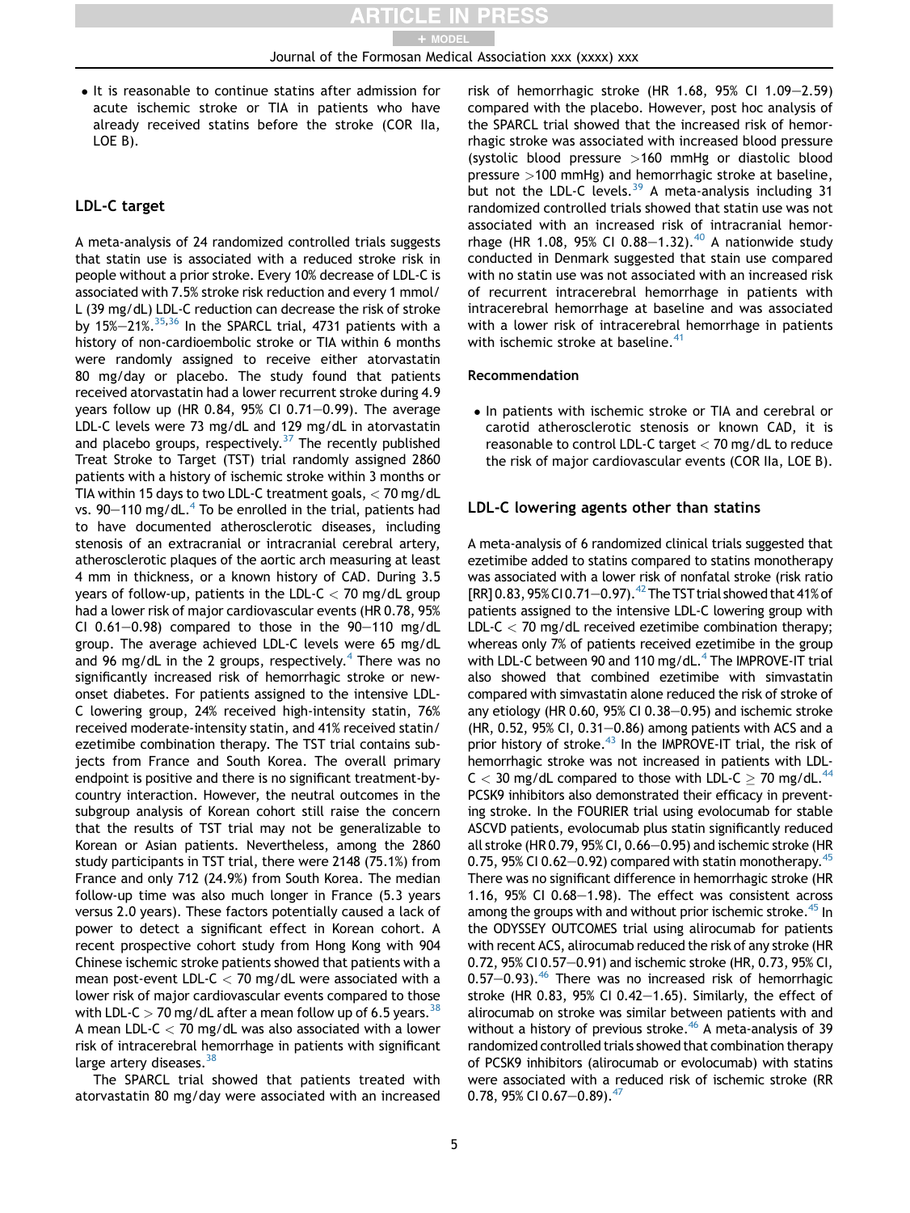- It is reasonable to continue statins after admission for acute ischemic stroke or TIA in patients who have already received statins before the stroke (COR IIa, LOE B).

## LDL-C target

A meta-analysis of 24 randomized controlled trials suggests that statin use is associated with a reduced stroke risk in people without a prior stroke. Every 10% decrease of LDL-C is associated with 7.5% stroke risk reduction and every 1 mmol/L (39 mg/dL) LDL-C reduction can decrease the risk of stroke by 15%–21%.[35,36] In the SPARCL trial, 4731 patients with a history of non-cardioembolic stroke or TIA within 6 months were randomly assigned to receive either atorvastatin 80 mg/day or placebo. The study found that patients received atorvastatin had a lower recurrent stroke during 4.9 years follow up (HR 0.84, 95% CI 0.71–0.99). The average LDL-C levels were 73 mg/dL and 129 mg/dL in atorvastatin and placebo groups, respectively.[37] The recently published Treat Stroke to Target (TST) trial randomly assigned 2860 patients with a history of ischemic stroke within 3 months or TIA within 15 days to two LDL-C treatment goals, < 70 mg/dL vs. 90–110 mg/dL.[4] To be enrolled in the trial, patients had to have documented atherosclerotic diseases, including stenosis of an extracranial or intracranial cerebral artery, atherosclerotic plaques of the aortic arch measuring at least 4 mm in thickness, or a known history of CAD. During 3.5 years of follow-up, patients in the LDL-C < 70 mg/dL group had a lower risk of major cardiovascular events (HR 0.78, 95% CI 0.61–0.98) compared to those in the 90–110 mg/dL group. The average achieved LDL-C levels were 65 mg/dL and 96 mg/dL in the 2 groups, respectively.[4] There was no significantly increased risk of hemorrhagic stroke or new-onset diabetes. For patients assigned to the intensive LDL-C lowering group, 24% received high-intensity statin, 76% received moderate-intensity statin, and 41% received statin/ezetimibe combination therapy. The TST trial contains subjects from France and South Korea. The overall primary endpoint is positive and there is no significant treatment-by-country interaction. However, the neutral outcomes in the subgroup analysis of Korean cohort still raise the concern that the results of TST trial may not be generalizable to Korean or Asian patients. Nevertheless, among the 2860 study participants in TST trial, there were 2148 (75.1%) from France and only 712 (24.9%) from South Korea. The median follow-up time was also much longer in France (5.3 years versus 2.0 years). These factors potentially caused a lack of power to detect a significant effect in Korean cohort. A recent prospective cohort study from Hong Kong with 904 Chinese ischemic stroke patients showed that patients with a mean post-event LDL-C < 70 mg/dL were associated with a lower risk of major cardiovascular events compared to those with LDL-C > 70 mg/dL after a mean follow up of 6.5 years.[38] A mean LDL-C < 70 mg/dL was also associated with a lower risk of intracerebral hemorrhage in patients with significant large artery diseases.[38]

The SPARCL trial showed that patients treated with atorvastatin 80 mg/day were associated with an increased risk of hemorrhagic stroke (HR 1.68, 95% CI 1.09–2.59) compared with the placebo. However, post hoc analysis of the SPARCL trial showed that the increased risk of hemorrhagic stroke was associated with increased blood pressure (systolic blood pressure >160 mmHg or diastolic blood pressure >100 mmHg) and hemorrhagic stroke at baseline, but not the LDL-C levels.[39] A meta-analysis including 31 randomized controlled trials showed that statin use was not associated with an increased risk of intracranial hemorrhage (HR 1.08, 95% CI 0.88–1.32).[40] A nationwide study conducted in Denmark suggested that stain use compared with no statin use was not associated with an increased risk of recurrent intracerebral hemorrhage in patients with intracerebral hemorrhage at baseline and was associated with a lower risk of intracerebral hemorrhage in patients with ischemic stroke at baseline.[41]

### Recommendation

- In patients with ischemic stroke or TIA and cerebral or carotid atherosclerotic stenosis or known CAD, it is reasonable to control LDL-C target < 70 mg/dL to reduce the risk of major cardiovascular events (COR IIa, LOE B).

## LDL-C lowering agents other than statins

A meta-analysis of 6 randomized clinical trials suggested that ezetimibe added to statins compared to statins monotherapy was associated with a lower risk of nonfatal stroke (risk ratio [RR] 0.83, 95% CI 0.71–0.97).[42] The TST trial showed that 41% of patients assigned to the intensive LDL-C lowering group with LDL-C < 70 mg/dL received ezetimibe combination therapy; whereas only 7% of patients received ezetimibe in the group with LDL-C between 90 and 110 mg/dL.[4] The IMPROVE-IT trial also showed that combined ezetimibe with simvastatin compared with simvastatin alone reduced the risk of stroke of any etiology (HR 0.60, 95% CI 0.38–0.95) and ischemic stroke (HR, 0.52, 95% CI, 0.31–0.86) among patients with ACS and a prior history of stroke.[43] In the IMPROVE-IT trial, the risk of hemorrhagic stroke was not increased in patients with LDL-C < 30 mg/dL compared to those with LDL-C ≥ 70 mg/dL.[44] PCSK9 inhibitors also demonstrated their efficacy in preventing stroke. In the FOURIER trial using evolocumab for stable ASCVD patients, evolocumab plus statin significantly reduced all stroke (HR 0.79, 95% CI, 0.66–0.95) and ischemic stroke (HR 0.75, 95% CI 0.62–0.92) compared with statin monotherapy.[45] There was no significant difference in hemorrhagic stroke (HR 1.16, 95% CI 0.68–1.98). The effect was consistent across among the groups with and without prior ischemic stroke.[45] In the ODYSSEY OUTCOMES trial using alirocumab for patients with recent ACS, alirocumab reduced the risk of any stroke (HR 0.72, 95% CI 0.57–0.91) and ischemic stroke (HR, 0.73, 95% CI, 0.57–0.93).[46] There was no increased risk of hemorrhagic stroke (HR 0.83, 95% CI 0.42–1.65). Similarly, the effect of alirocumab on stroke was similar between patients with and without a history of previous stroke.[46] A meta-analysis of 39 randomized controlled trials showed that combination therapy of PCSK9 inhibitors (alirocumab or evolocumab) with statins were associated with a reduced risk of ischemic stroke (RR 0.78, 95% CI 0.67–0.89).[47]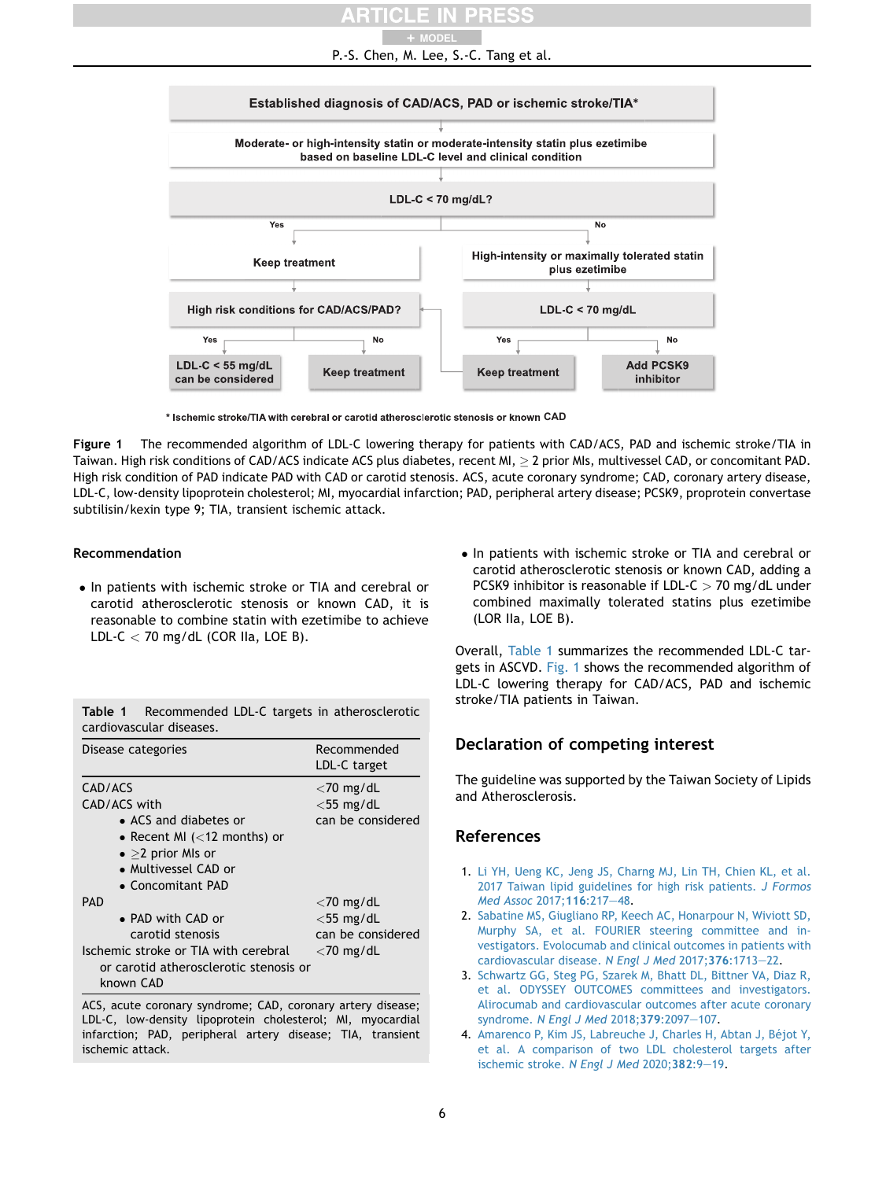Established diagnosis of CAD/ACS, PAD or ischemic stroke/TIA*

Moderate- or high-intensity statin or moderate-intensity statin plus ezetimibe based on baseline LDL-C level and clinical condition

LDL-C < 70 mg/dL?

Yes

No

Keep treatment

High-intensity or maximally tolerated statin plus ezetimibe

High risk conditions for CAD/ACS/PAD?

LDL-C < 70 mg/dL

Yes

No

Yes

No

LDL-C < 55 mg/dL can be considered

Keep treatment

Keep treatment

Add PCSK9 inhibitor

* Ischemic stroke/TIA with cerebral or carotid atherosclerotic stenosis or known CAD

**Figure 1** The recommended algorithm of LDL-C lowering therapy for patients with CAD/ACS, PAD and ischemic stroke/TIA in Taiwan. High risk conditions of CAD/ACS indicate ACS plus diabetes, recent MI, ≥ 2 prior MIs, multivessel CAD, or concomitant PAD. High risk condition of PAD indicate PAD with CAD or carotid stenosis. ACS, acute coronary syndrome; CAD, coronary artery disease, LDL-C, low-density lipoprotein cholesterol; MI, myocardial infarction; PAD, peripheral artery disease; PCSK9, proprotein convertase subtilisin/kexin type 9; TIA, transient ischemic attack.

### Recommendation

- In patients with ischemic stroke or TIA and cerebral or carotid atherosclerotic stenosis or known CAD, it is reasonable to combine statin with ezetimibe to achieve LDL-C < 70 mg/dL (COR IIa, LOE B).
- In patients with ischemic stroke or TIA and cerebral or carotid atherosclerotic stenosis or known CAD, adding a PCSK9 inhibitor is reasonable if LDL-C > 70 mg/dL under combined maximally tolerated statins plus ezetimibe (LOR IIa, LOE B).

**Table 1** Recommended LDL-C targets in atherosclerotic cardiovascular diseases.

| Disease categories | Recommended LDL-C target |
|---|---|
| CAD/ACS | <70 mg/dL |
| CAD/ACS with<br>• ACS and diabetes or<br>• Recent MI (<12 months) or<br>• ≥2 prior MIs or<br>• Multivessel CAD or<br>• Concomitant PAD | <55 mg/dL can be considered |
| PAD | <70 mg/dL |
| • PAD with CAD or carotid stenosis | <55 mg/dL can be considered |
| Ischemic stroke or TIA with cerebral or carotid atherosclerotic stenosis or known CAD | <70 mg/dL |

ACS, acute coronary syndrome; CAD, coronary artery disease; LDL-C, low-density lipoprotein cholesterol; MI, myocardial infarction; PAD, peripheral artery disease; TIA, transient ischemic attack.

Overall, Table 1 summarizes the recommended LDL-C targets in ASCVD. Fig. 1 shows the recommended algorithm of LDL-C lowering therapy for CAD/ACS, PAD and ischemic stroke/TIA patients in Taiwan.

## Declaration of competing interest

The guideline was supported by the Taiwan Society of Lipids and Atherosclerosis.

## References

1. Li YH, Ueng KC, Jeng JS, Charng MJ, Lin TH, Chien KL, et al. 2017 Taiwan lipid guidelines for high risk patients. *J Formos Med Assoc* 2017;**116**:217–48.
2. Sabatine MS, Giugliano RP, Keech AC, Honarpour N, Wiviott SD, Murphy SA, et al. FOURIER steering committee and investigators. Evolocumab and clinical outcomes in patients with cardiovascular disease. *N Engl J Med* 2017;**376**:1713–22.
3. Schwartz GG, Steg PG, Szarek M, Bhatt DL, Bittner VA, Diaz R, et al. ODYSSEY OUTCOMES committees and investigators. Alirocumab and cardiovascular outcomes after acute coronary syndrome. *N Engl J Med* 2018;**379**:2097–107.
4. Amarenco P, Kim JS, Labreuche J, Charles H, Abtan J, Béjot Y, et al. A comparison of two LDL cholesterol targets after ischemic stroke. *N Engl J Med* 2020;**382**:9–19.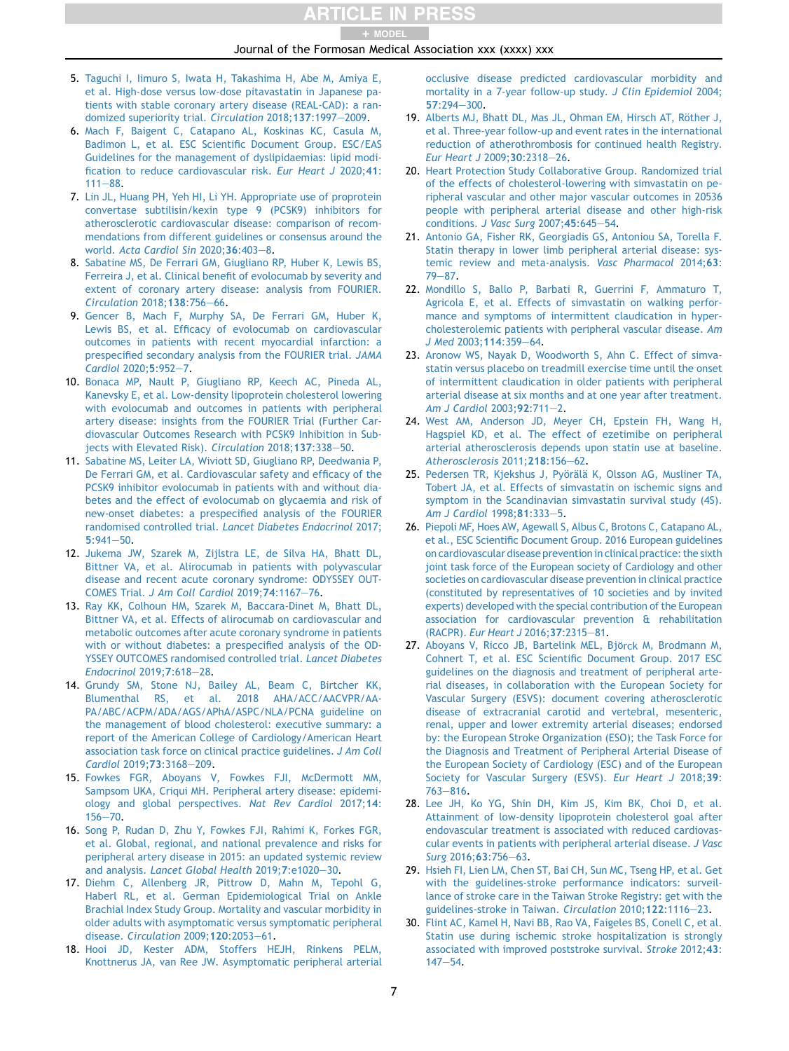5. Taguchi I, Iimuro S, Iwata H, Takashima H, Abe M, Amiya E, et al. High-dose versus low-dose pitavastatin in Japanese patients with stable coronary artery disease (REAL-CAD): a randomized superiority trial. *Circulation* 2018;**137**:1997–2009.
6. Mach F, Baigent C, Catapano AL, Koskinas KC, Casula M, Badimon L, et al. ESC Scientific Document Group. ESC/EAS Guidelines for the management of dyslipidaemias: lipid modification to reduce cardiovascular risk. *Eur Heart J* 2020;**41**:111–88.
7. Lin JL, Huang PH, Yeh HI, Li YH. Appropriate use of proprotein convertase subtilisin/kexin type 9 (PCSK9) inhibitors for atherosclerotic cardiovascular disease: comparison of recommendations from different guidelines or consensus around the world. *Acta Cardiol Sin* 2020;**36**:403–8.
8. Sabatine MS, De Ferrari GM, Giugliano RP, Huber K, Lewis BS, Ferreira J, et al. Clinical benefit of evolocumab by severity and extent of coronary artery disease: analysis from FOURIER. *Circulation* 2018;**138**:756–66.
9. Gencer B, Mach F, Murphy SA, De Ferrari GM, Huber K, Lewis BS, et al. Efficacy of evolocumab on cardiovascular outcomes in patients with recent myocardial infarction: a prespecified secondary analysis from the FOURIER trial. *JAMA Cardiol* 2020;**5**:952–7.
10. Bonaca MP, Nault P, Giugliano RP, Keech AC, Pineda AL, Kanevsky E, et al. Low-density lipoprotein cholesterol lowering with evolocumab and outcomes in patients with peripheral artery disease: insights from the FOURIER Trial (Further Cardiovascular Outcomes Research with PCSK9 Inhibition in Subjects with Elevated Risk). *Circulation* 2018;**137**:338–50.
11. Sabatine MS, Leiter LA, Wiviott SD, Giugliano RP, Deedwania P, De Ferrari GM, et al. Cardiovascular safety and efficacy of the PCSK9 inhibitor evolocumab in patients with and without diabetes and the effect of evolocumab on glycaemia and risk of new-onset diabetes: a prespecified analysis of the FOURIER randomised controlled trial. *Lancet Diabetes Endocrinol* 2017;**5**:941–50.
12. Jukema JW, Szarek M, Zijlstra LE, de Silva HA, Bhatt DL, Bittner VA, et al. Alirocumab in patients with polyvascular disease and recent acute coronary syndrome: ODYSSEY OUTCOMES Trial. *J Am Coll Cardiol* 2019;**74**:1167–76.
13. Ray KK, Colhoun HM, Szarek M, Baccara-Dinet M, Bhatt DL, Bittner VA, et al. Effects of alirocumab on cardiovascular and metabolic outcomes after acute coronary syndrome in patients with or without diabetes: a prespecified analysis of the ODYSSEY OUTCOMES randomised controlled trial. *Lancet Diabetes Endocrinol* 2019;**7**:618–28.
14. Grundy SM, Stone NJ, Bailey AL, Beam C, Birtcher KK, Blumenthal RS, et al. 2018 AHA/ACC/AACVPR/AAPA/ABC/ACPM/ADA/AGS/APhA/ASPC/NLA/PCNA guideline on the management of blood cholesterol: executive summary: a report of the American College of Cardiology/American Heart association task force on clinical practice guidelines. *J Am Coll Cardiol* 2019;**73**:3168–209.
15. Fowkes FGR, Aboyans V, Fowkes FJI, McDermott MM, Sampsom UKA, Criqui MH. Peripheral artery disease: epidemiology and global perspectives. *Nat Rev Cardiol* 2017;**14**:156–70.
16. Song P, Rudan D, Zhu Y, Fowkes FJI, Rahimi K, Forkes FGR, et al. Global, regional, and national prevalence and risks for peripheral artery disease in 2015: an updated systemic review and analysis. *Lancet Global Health* 2019;**7**:e1020–30.
17. Diehm C, Allenberg JR, Pittrow D, Mahn M, Tepohl G, Haberl RL, et al. German Epidemiological Trial on Ankle Brachial Index Study Group. Mortality and vascular morbidity in older adults with asymptomatic versus symptomatic peripheral disease. *Circulation* 2009;**120**:2053–61.
18. Hooi JD, Kester ADM, Stoffers HEJH, Rinkens PELM, Knottnerus JA, van Ree JW. Asymptomatic peripheral arterial occlusive disease predicted cardiovascular morbidity and mortality in a 7-year follow-up study. *J Clin Epidemiol* 2004;**57**:294–300.
19. Alberts MJ, Bhatt DL, Mas JL, Ohman EM, Hirsch AT, Röther J, et al. Three-year follow-up and event rates in the international reduction of atherothrombosis for continued health Registry. *Eur Heart J* 2009;**30**:2318–26.
20. Heart Protection Study Collaborative Group. Randomized trial of the effects of cholesterol-lowering with simvastatin on peripheral vascular and other major vascular outcomes in 20536 people with peripheral arterial disease and other high-risk conditions. *J Vasc Surg* 2007;**45**:645–54.
21. Antonio GA, Fisher RK, Georgiadis GS, Antoniou SA, Torella F. Statin therapy in lower limb peripheral arterial disease: systemic review and meta-analysis. *Vasc Pharmacol* 2014;**63**:79–87.
22. Mondillo S, Ballo P, Barbati R, Guerrini F, Ammaturo T, Agricola E, et al. Effects of simvastatin on walking performance and symptoms of intermittent claudication in hypercholesterolemic patients with peripheral vascular disease. *Am J Med* 2003;**114**:359–64.
23. Aronow WS, Nayak D, Woodworth S, Ahn C. Effect of simvastatin versus placebo on treadmill exercise time until the onset of intermittent claudication in older patients with peripheral arterial disease at six months and at one year after treatment. *Am J Cardiol* 2003;**92**:711–2.
24. West AM, Anderson JD, Meyer CH, Epstein FH, Wang H, Hagspiel KD, et al. The effect of ezetimibe on peripheral arterial atherosclerosis depends upon statin use at baseline. *Atherosclerosis* 2011;**218**:156–62.
25. Pedersen TR, Kjekshus J, Pyörälä K, Olsson AG, Musliner TA, Tobert JA, et al. Effects of simvastatin on ischemic signs and symptom in the Scandinavian simvastatin survival study (4S). *Am J Cardiol* 1998;**81**:333–5.
26. Piepoli MF, Hoes AW, Agewall S, Albus C, Brotons C, Catapano AL, et al., ESC Scientific Document Group. 2016 European guidelines on cardiovascular disease prevention in clinical practice: the sixth joint task force of the European society of Cardiology and other societies on cardiovascular disease prevention in clinical practice (constituted by representatives of 10 societies and by invited experts) developed with the special contribution of the European association for cardiovascular prevention & rehabilitation (RACPR). *Eur Heart J* 2016;**37**:2315–81.
27. Aboyans V, Ricco JB, Bartelink MEL, Björck M, Brodmann M, Cohnert T, et al. ESC Scientific Document Group. 2017 ESC guidelines on the diagnosis and treatment of peripheral arterial diseases, in collaboration with the European Society for Vascular Surgery (ESVS): document covering atherosclerotic disease of extracranial carotid and vertebral, mesenteric, renal, upper and lower extremity arterial diseases; endorsed by: the European Stroke Organization (ESO); the Task Force for the Diagnosis and Treatment of Peripheral Arterial Disease of the European Society of Cardiology (ESC) and of the European Society for Vascular Surgery (ESVS). *Eur Heart J* 2018;**39**:763–816.
28. Lee JH, Ko YG, Shin DH, Kim JS, Kim BK, Choi D, et al. Attainment of low-density lipoprotein cholesterol goal after endovascular treatment is associated with reduced cardiovascular events in patients with peripheral arterial disease. *J Vasc Surg* 2016;**63**:756–63.
29. Hsieh FI, Lien LM, Chen ST, Bai CH, Sun MC, Tseng HP, et al. Get with the guidelines-stroke performance indicators: surveillance of stroke care in the Taiwan Stroke Registry: get with the guidelines-stroke in Taiwan. *Circulation* 2010;**122**:1116–23.
30. Flint AC, Kamel H, Navi BB, Rao VA, Faigeles BS, Conell C, et al. Statin use during ischemic stroke hospitalization is strongly associated with improved poststroke survival. *Stroke* 2012;**43**:147–54.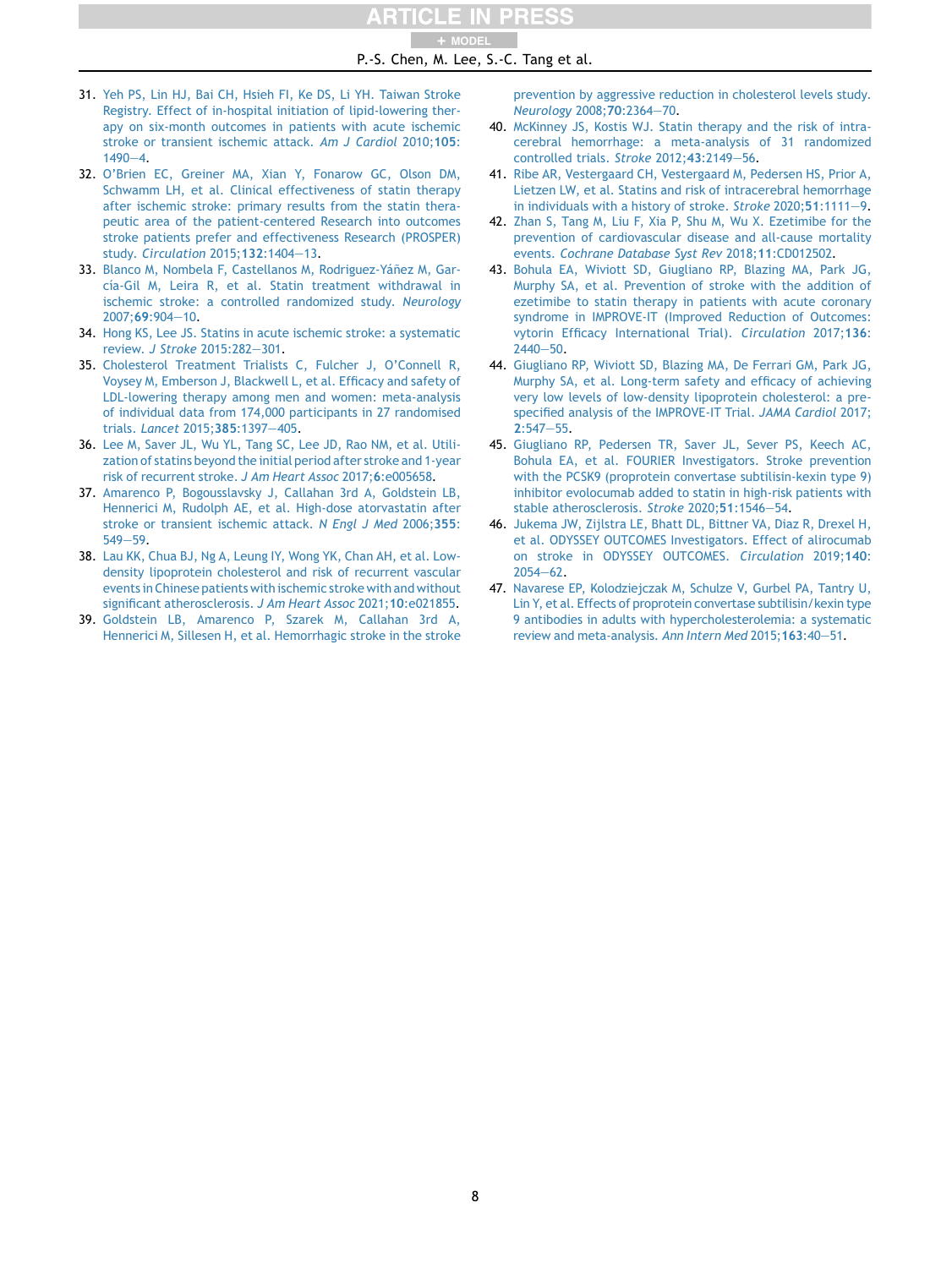31. Yeh PS, Lin HJ, Bai CH, Hsieh FI, Ke DS, Li YH. Taiwan Stroke Registry. Effect of in-hospital initiation of lipid-lowering therapy on six-month outcomes in patients with acute ischemic stroke or transient ischemic attack. *Am J Cardiol* 2010;**105**:1490–4.
32. O'Brien EC, Greiner MA, Xian Y, Fonarow GC, Olson DM, Schwamm LH, et al. Clinical effectiveness of statin therapy after ischemic stroke: primary results from the statin therapeutic area of the patient-centered Research into outcomes stroke patients prefer and effectiveness Research (PROSPER) study. *Circulation* 2015;**132**:1404–13.
33. Blanco M, Nombela F, Castellanos M, Rodriguez-Yáñez M, García-Gil M, Leira R, et al. Statin treatment withdrawal in ischemic stroke: a controlled randomized study. *Neurology* 2007;**69**:904–10.
34. Hong KS, Lee JS. Statins in acute ischemic stroke: a systematic review. *J Stroke* 2015:282–301.
35. Cholesterol Treatment Trialists C, Fulcher J, O'Connell R, Voysey M, Emberson J, Blackwell L, et al. Efficacy and safety of LDL-lowering therapy among men and women: meta-analysis of individual data from 174,000 participants in 27 randomised trials. *Lancet* 2015;**385**:1397–405.
36. Lee M, Saver JL, Wu YL, Tang SC, Lee JD, Rao NM, et al. Utilization of statins beyond the initial period after stroke and 1-year risk of recurrent stroke. *J Am Heart Assoc* 2017;**6**:e005658.
37. Amarenco P, Bogousslavsky J, Callahan 3rd A, Goldstein LB, Hennerici M, Rudolph AE, et al. High-dose atorvastatin after stroke or transient ischemic attack. *N Engl J Med* 2006;**355**:549–59.
38. Lau KK, Chua BJ, Ng A, Leung IY, Wong YK, Chan AH, et al. Low-density lipoprotein cholesterol and risk of recurrent vascular events in Chinese patients with ischemic stroke with and without significant atherosclerosis. *J Am Heart Assoc* 2021;**10**:e021855.
39. Goldstein LB, Amarenco P, Szarek M, Callahan 3rd A, Hennerici M, Sillesen H, et al. Hemorrhagic stroke in the stroke prevention by aggressive reduction in cholesterol levels study. *Neurology* 2008;**70**:2364–70.
40. McKinney JS, Kostis WJ. Statin therapy and the risk of intracerebral hemorrhage: a meta-analysis of 31 randomized controlled trials. *Stroke* 2012;**43**:2149–56.
41. Ribe AR, Vestergaard CH, Vestergaard M, Pedersen HS, Prior A, Lietzen LW, et al. Statins and risk of intracerebral hemorrhage in individuals with a history of stroke. *Stroke* 2020;**51**:1111–9.
42. Zhan S, Tang M, Liu F, Xia P, Shu M, Wu X. Ezetimibe for the prevention of cardiovascular disease and all-cause mortality events. *Cochrane Database Syst Rev* 2018;**11**:CD012502.
43. Bohula EA, Wiviott SD, Giugliano RP, Blazing MA, Park JG, Murphy SA, et al. Prevention of stroke with the addition of ezetimibe to statin therapy in patients with acute coronary syndrome in IMPROVE-IT (Improved Reduction of Outcomes: vytorin Efficacy International Trial). *Circulation* 2017;**136**:2440–50.
44. Giugliano RP, Wiviott SD, Blazing MA, De Ferrari GM, Park JG, Murphy SA, et al. Long-term safety and efficacy of achieving very low levels of low-density lipoprotein cholesterol: a prespecified analysis of the IMPROVE-IT Trial. *JAMA Cardiol* 2017;**2**:547–55.
45. Giugliano RP, Pedersen TR, Saver JL, Sever PS, Keech AC, Bohula EA, et al. FOURIER Investigators. Stroke prevention with the PCSK9 (proprotein convertase subtilisin-kexin type 9) inhibitor evolocumab added to statin in high-risk patients with stable atherosclerosis. *Stroke* 2020;**51**:1546–54.
46. Jukema JW, Zijlstra LE, Bhatt DL, Bittner VA, Diaz R, Drexel H, et al. ODYSSEY OUTCOMES Investigators. Effect of alirocumab on stroke in ODYSSEY OUTCOMES. *Circulation* 2019;**140**:2054–62.
47. Navarese EP, Kolodziejczak M, Schulze V, Gurbel PA, Tantry U, Lin Y, et al. Effects of proprotein convertase subtilisin/kexin type 9 antibodies in adults with hypercholesterolemia: a systematic review and meta-analysis. *Ann Intern Med* 2015;**163**:40–51.